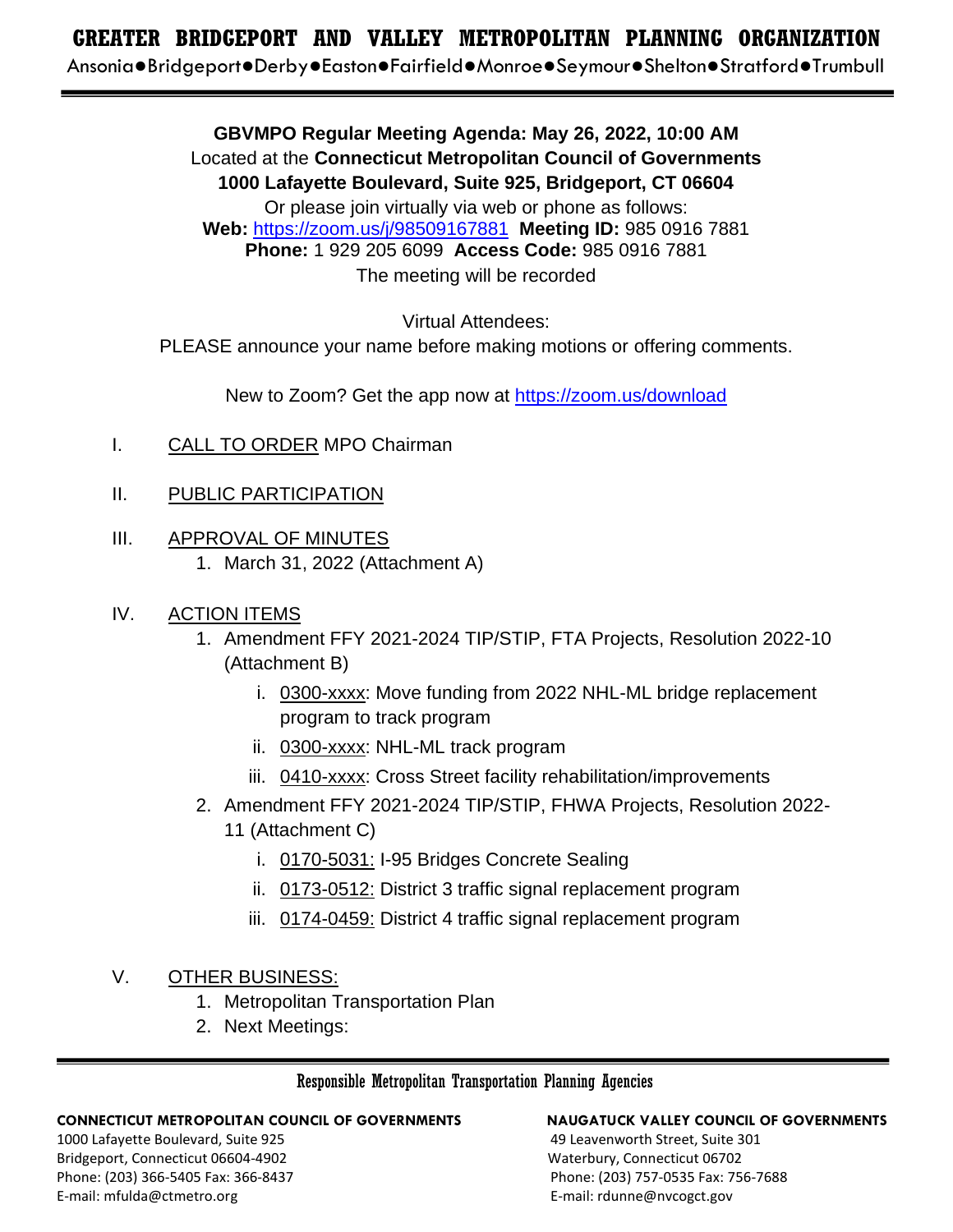# GREATER BRIDGEPORT AND VALLEY METROPOLITAN PLANNING ORGANIZATION

Ansonia●Bridgeport●Derby●Easton●Fairfield●Monroe●Seymour●Shelton●Stratford●Trumbull

**GBVMPO Regular Meeting Agenda: May 26, 2022, 10:00 AM**
Located at the **Connecticut Metropolitan Council of Governments**
**1000 Lafayette Boulevard, Suite 925, Bridgeport, CT 06604**
Or please join virtually via web or phone as follows:
**Web:** https://zoom.us/j/98509167881 **Meeting ID:** 985 0916 7881
**Phone:** 1 929 205 6099 **Access Code:** 985 0916 7881
The meeting will be recorded

Virtual Attendees:
PLEASE announce your name before making motions or offering comments.

New to Zoom? Get the app now at https://zoom.us/download

I. CALL TO ORDER MPO Chairman

II. PUBLIC PARTICIPATION

III. APPROVAL OF MINUTES
   1. March 31, 2022 (Attachment A)

IV. ACTION ITEMS
   1. Amendment FFY 2021-2024 TIP/STIP, FTA Projects, Resolution 2022-10 (Attachment B)
      i. 0300-xxxx: Move funding from 2022 NHL-ML bridge replacement program to track program
      ii. 0300-xxxx: NHL-ML track program
      iii. 0410-xxxx: Cross Street facility rehabilitation/improvements
   2. Amendment FFY 2021-2024 TIP/STIP, FHWA Projects, Resolution 2022-11 (Attachment C)
      i. 0170-5031: I-95 Bridges Concrete Sealing
      ii. 0173-0512: District 3 traffic signal replacement program
      iii. 0174-0459: District 4 traffic signal replacement program

V. OTHER BUSINESS:
   1. Metropolitan Transportation Plan
   2. Next Meetings:

Responsible Metropolitan Transportation Planning Agencies

**CONNECTICUT METROPOLITAN COUNCIL OF GOVERNMENTS**
1000 Lafayette Boulevard, Suite 925
Bridgeport, Connecticut 06604-4902
Phone: (203) 366-5405 Fax: 366-8437
E-mail: mfulda@ctmetro.org

**NAUGATUCK VALLEY COUNCIL OF GOVERNMENTS**
49 Leavenworth Street, Suite 301
Waterbury, Connecticut 06702
Phone: (203) 757-0535 Fax: 756-7688
E-mail: rdunne@nvcogct.gov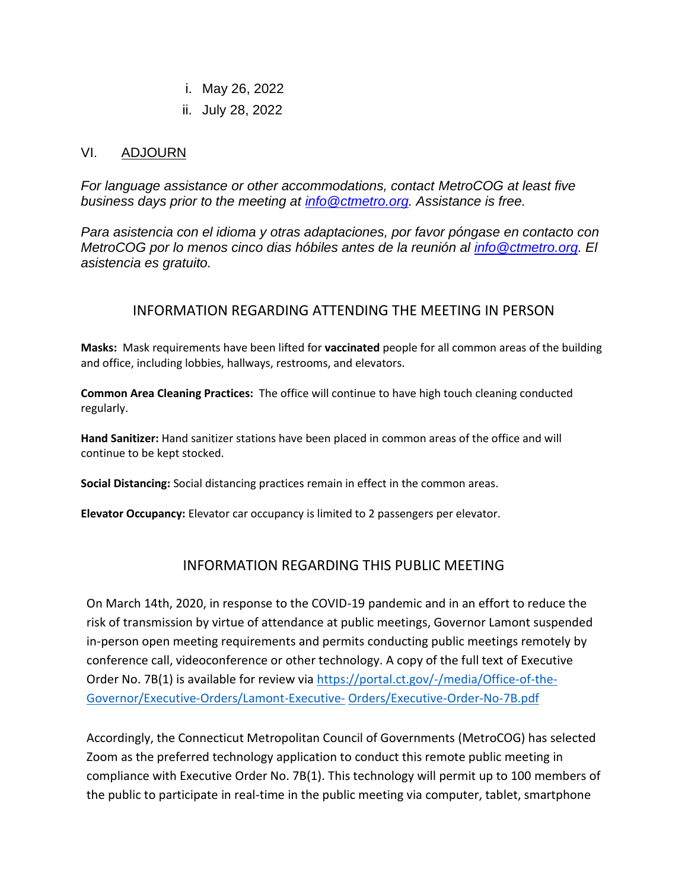i. May 26, 2022
ii. July 28, 2022

## VI. ADJOURN

*For language assistance or other accommodations, contact MetroCOG at least five business days prior to the meeting at [info@ctmetro.org](mailto:info@ctmetro.org). Assistance is free.*

*Para asistencia con el idioma y otras adaptaciones, por favor póngase en contacto con MetroCOG por lo menos cinco dias hóbiles antes de la reunión al [info@ctmetro.org](mailto:info@ctmetro.org). El asistencia es gratuito.*

## INFORMATION REGARDING ATTENDING THE MEETING IN PERSON

**Masks:** Mask requirements have been lifted for **vaccinated** people for all common areas of the building and office, including lobbies, hallways, restrooms, and elevators.

**Common Area Cleaning Practices:** The office will continue to have high touch cleaning conducted regularly.

**Hand Sanitizer:** Hand sanitizer stations have been placed in common areas of the office and will continue to be kept stocked.

**Social Distancing:** Social distancing practices remain in effect in the common areas.

**Elevator Occupancy:** Elevator car occupancy is limited to 2 passengers per elevator.

## INFORMATION REGARDING THIS PUBLIC MEETING

On March 14th, 2020, in response to the COVID-19 pandemic and in an effort to reduce the risk of transmission by virtue of attendance at public meetings, Governor Lamont suspended in-person open meeting requirements and permits conducting public meetings remotely by conference call, videoconference or other technology. A copy of the full text of Executive Order No. 7B(1) is available for review via [https://portal.ct.gov/-/media/Office-of-the-Governor/Executive-Orders/Lamont-Executive- Orders/Executive-Order-No-7B.pdf](https://portal.ct.gov/-/media/Office-of-the-Governor/Executive-Orders/Lamont-Executive-Orders/Executive-Order-No-7B.pdf)

Accordingly, the Connecticut Metropolitan Council of Governments (MetroCOG) has selected Zoom as the preferred technology application to conduct this remote public meeting in compliance with Executive Order No. 7B(1). This technology will permit up to 100 members of the public to participate in real-time in the public meeting via computer, tablet, smartphone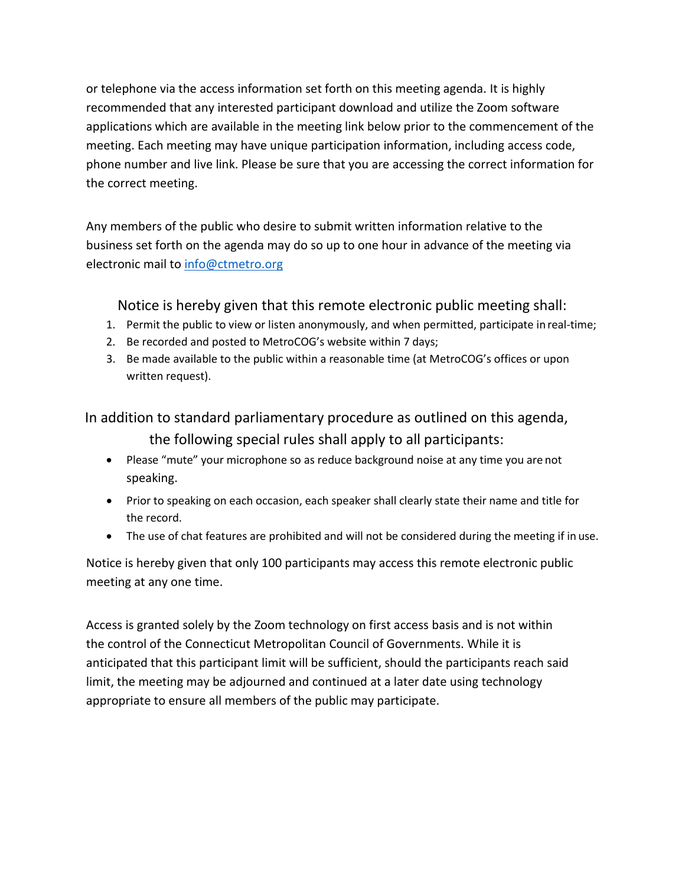or telephone via the access information set forth on this meeting agenda. It is highly recommended that any interested participant download and utilize the Zoom software applications which are available in the meeting link below prior to the commencement of the meeting. Each meeting may have unique participation information, including access code, phone number and live link. Please be sure that you are accessing the correct information for the correct meeting.

Any members of the public who desire to submit written information relative to the business set forth on the agenda may do so up to one hour in advance of the meeting via electronic mail to [info@ctmetro.org](mailto:info@ctmetro.org)

Notice is hereby given that this remote electronic public meeting shall:

1. Permit the public to view or listen anonymously, and when permitted, participate in real-time;
2. Be recorded and posted to MetroCOG's website within 7 days;
3. Be made available to the public within a reasonable time (at MetroCOG's offices or upon written request).

In addition to standard parliamentary procedure as outlined on this agenda, the following special rules shall apply to all participants:

- Please "mute" your microphone so as reduce background noise at any time you are not speaking.
- Prior to speaking on each occasion, each speaker shall clearly state their name and title for the record.
- The use of chat features are prohibited and will not be considered during the meeting if in use.

Notice is hereby given that only 100 participants may access this remote electronic public meeting at any one time.

Access is granted solely by the Zoom technology on first access basis and is not within the control of the Connecticut Metropolitan Council of Governments. While it is anticipated that this participant limit will be sufficient, should the participants reach said limit, the meeting may be adjourned and continued at a later date using technology appropriate to ensure all members of the public may participate.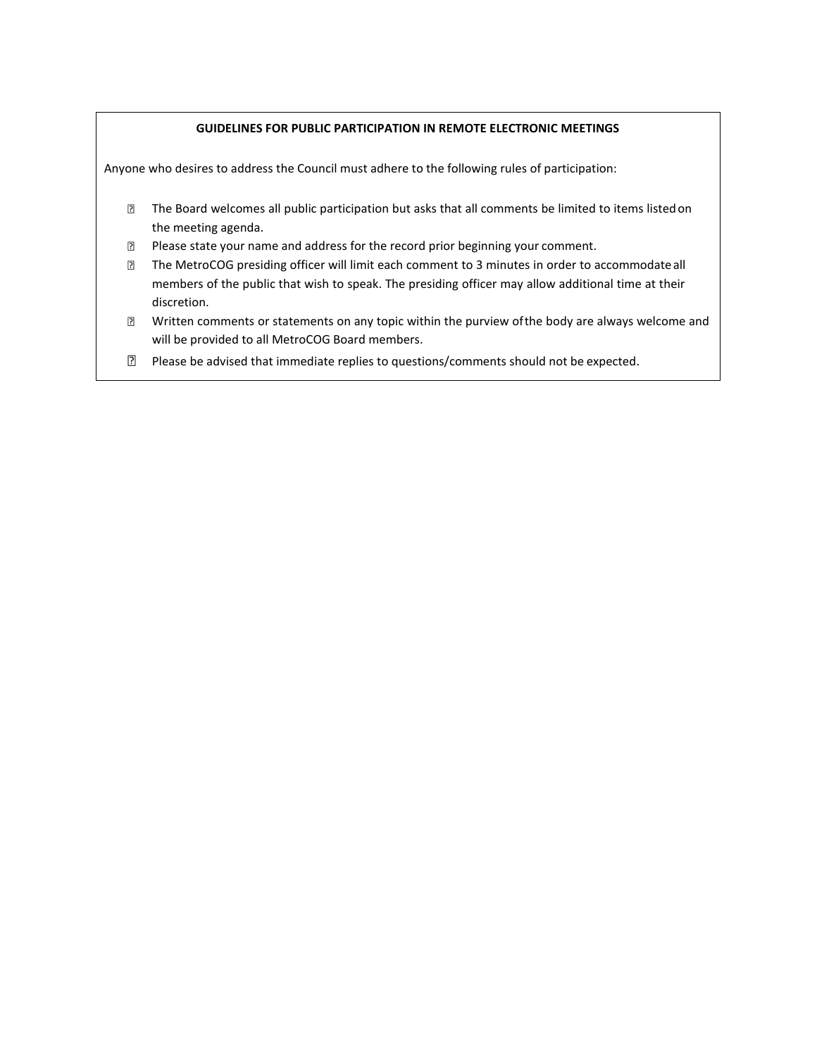**GUIDELINES FOR PUBLIC PARTICIPATION IN REMOTE ELECTRONIC MEETINGS**

Anyone who desires to address the Council must adhere to the following rules of participation:

- The Board welcomes all public participation but asks that all comments be limited to items listed on the meeting agenda.
- Please state your name and address for the record prior beginning your comment.
- The MetroCOG presiding officer will limit each comment to 3 minutes in order to accommodate all members of the public that wish to speak. The presiding officer may allow additional time at their discretion.
- Written comments or statements on any topic within the purview of the body are always welcome and will be provided to all MetroCOG Board members.
- Please be advised that immediate replies to questions/comments should not be expected.